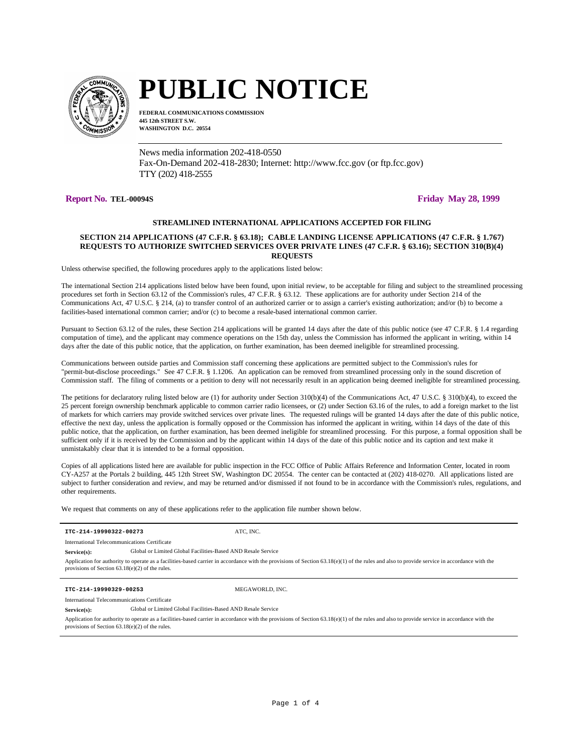# PUBLIC NOTICE

**FEDERAL COMMUNICATIONS COMMISSION**
**445 12th STREET S.W.**
**WASHINGTON D.C. 20554**

News media information 202-418-0550
Fax-On-Demand 202-418-2830; Internet: http://www.fcc.gov (or ftp.fcc.gov)
TTY (202) 418-2555

**Report No. TEL-00094S** **Friday May 28, 1999**

### STREAMLINED INTERNATIONAL APPLICATIONS ACCEPTED FOR FILING

### SECTION 214 APPLICATIONS (47 C.F.R. § 63.18); CABLE LANDING LICENSE APPLICATIONS (47 C.F.R. § 1.767) REQUESTS TO AUTHORIZE SWITCHED SERVICES OVER PRIVATE LINES (47 C.F.R. § 63.16); SECTION 310(B)(4) REQUESTS

Unless otherwise specified, the following procedures apply to the applications listed below:

The international Section 214 applications listed below have been found, upon initial review, to be acceptable for filing and subject to the streamlined processing procedures set forth in Section 63.12 of the Commission's rules, 47 C.F.R. § 63.12. These applications are for authority under Section 214 of the Communications Act, 47 U.S.C. § 214, (a) to transfer control of an authorized carrier or to assign a carrier's existing authorization; and/or (b) to become a facilities-based international common carrier; and/or (c) to become a resale-based international common carrier.

Pursuant to Section 63.12 of the rules, these Section 214 applications will be granted 14 days after the date of this public notice (see 47 C.F.R. § 1.4 regarding computation of time), and the applicant may commence operations on the 15th day, unless the Commission has informed the applicant in writing, within 14 days after the date of this public notice, that the application, on further examination, has been deemed ineligible for streamlined processing.

Communications between outside parties and Commission staff concerning these applications are permitted subject to the Commission's rules for "permit-but-disclose proceedings." See 47 C.F.R. § 1.1206. An application can be removed from streamlined processing only in the sound discretion of Commission staff. The filing of comments or a petition to deny will not necessarily result in an application being deemed ineligible for streamlined processing.

The petitions for declaratory ruling listed below are (1) for authority under Section 310(b)(4) of the Communications Act, 47 U.S.C. § 310(b)(4), to exceed the 25 percent foreign ownership benchmark applicable to common carrier radio licensees, or (2) under Section 63.16 of the rules, to add a foreign market to the list of markets for which carriers may provide switched services over private lines. The requested rulings will be granted 14 days after the date of this public notice, effective the next day, unless the application is formally opposed or the Commission has informed the applicant in writing, within 14 days of the date of this public notice, that the application, on further examination, has been deemed ineligible for streamlined processing. For this purpose, a formal opposition shall be sufficient only if it is received by the Commission and by the applicant within 14 days of the date of this public notice and its caption and text make it unmistakably clear that it is intended to be a formal opposition.

Copies of all applications listed here are available for public inspection in the FCC Office of Public Affairs Reference and Information Center, located in room CY-A257 at the Portals 2 building, 445 12th Street SW, Washington DC 20554. The center can be contacted at (202) 418-0270. All applications listed are subject to further consideration and review, and may be returned and/or dismissed if not found to be in accordance with the Commission's rules, regulations, and other requirements.

We request that comments on any of these applications refer to the application file number shown below.

---

**ITC-214-19990322-00273** ATC, INC.

International Telecommunications Certificate

**Service(s):** Global or Limited Global Facilities-Based AND Resale Service

Application for authority to operate as a facilities-based carrier in accordance with the provisions of Section 63.18(e)(1) of the rules and also to provide service in accordance with the provisions of Section 63.18(e)(2) of the rules.

---

**ITC-214-19990329-00253** MEGAWORLD, INC.

International Telecommunications Certificate

**Service(s):** Global or Limited Global Facilities-Based AND Resale Service

Application for authority to operate as a facilities-based carrier in accordance with the provisions of Section 63.18(e)(1) of the rules and also to provide service in accordance with the provisions of Section 63.18(e)(2) of the rules.

---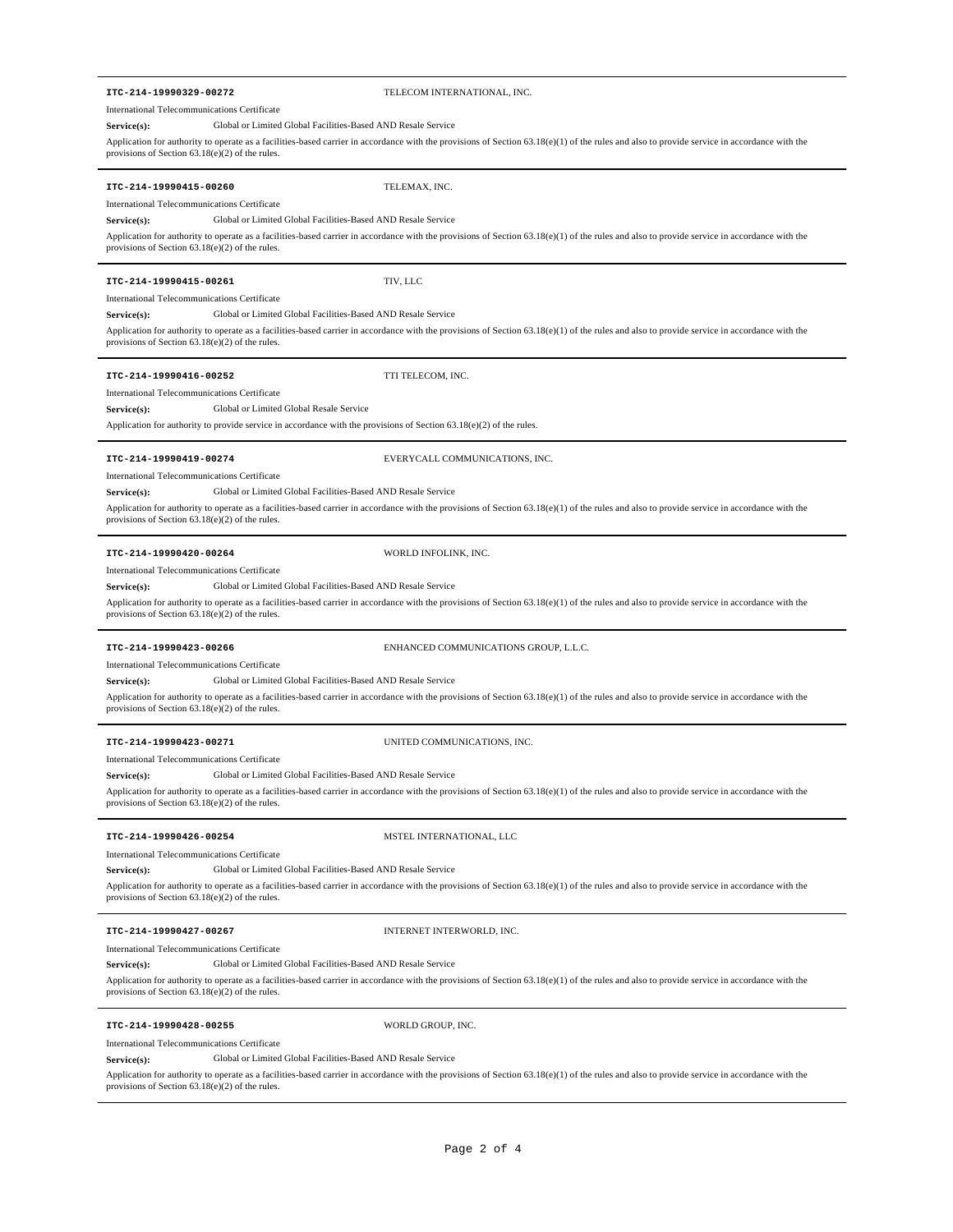---

**ITC-214-19990329-00272** TELECOM INTERNATIONAL, INC.

International Telecommunications Certificate

**Service(s):** Global or Limited Global Facilities-Based AND Resale Service

Application for authority to operate as a facilities-based carrier in accordance with the provisions of Section 63.18(e)(1) of the rules and also to provide service in accordance with the provisions of Section 63.18(e)(2) of the rules.

---

**ITC-214-19990415-00260** TELEMAX, INC.

International Telecommunications Certificate

**Service(s):** Global or Limited Global Facilities-Based AND Resale Service

Application for authority to operate as a facilities-based carrier in accordance with the provisions of Section 63.18(e)(1) of the rules and also to provide service in accordance with the provisions of Section 63.18(e)(2) of the rules.

---

**ITC-214-19990415-00261** TIV, LLC

International Telecommunications Certificate

**Service(s):** Global or Limited Global Facilities-Based AND Resale Service

Application for authority to operate as a facilities-based carrier in accordance with the provisions of Section 63.18(e)(1) of the rules and also to provide service in accordance with the provisions of Section 63.18(e)(2) of the rules.

---

**ITC-214-19990416-00252** TTI TELECOM, INC.

International Telecommunications Certificate

**Service(s):** Global or Limited Global Resale Service

Application for authority to provide service in accordance with the provisions of Section 63.18(e)(2) of the rules.

---

**ITC-214-19990419-00274** EVERYCALL COMMUNICATIONS, INC.

International Telecommunications Certificate

**Service(s):** Global or Limited Global Facilities-Based AND Resale Service

Application for authority to operate as a facilities-based carrier in accordance with the provisions of Section 63.18(e)(1) of the rules and also to provide service in accordance with the provisions of Section 63.18(e)(2) of the rules.

---

**ITC-214-19990420-00264** WORLD INFOLINK, INC.

International Telecommunications Certificate

**Service(s):** Global or Limited Global Facilities-Based AND Resale Service

Application for authority to operate as a facilities-based carrier in accordance with the provisions of Section 63.18(e)(1) of the rules and also to provide service in accordance with the provisions of Section 63.18(e)(2) of the rules.

---

**ITC-214-19990423-00266** ENHANCED COMMUNICATIONS GROUP, L.L.C.

International Telecommunications Certificate

**Service(s):** Global or Limited Global Facilities-Based AND Resale Service

Application for authority to operate as a facilities-based carrier in accordance with the provisions of Section 63.18(e)(1) of the rules and also to provide service in accordance with the provisions of Section 63.18(e)(2) of the rules.

---

**ITC-214-19990423-00271** UNITED COMMUNICATIONS, INC.

International Telecommunications Certificate

**Service(s):** Global or Limited Global Facilities-Based AND Resale Service

Application for authority to operate as a facilities-based carrier in accordance with the provisions of Section 63.18(e)(1) of the rules and also to provide service in accordance with the provisions of Section 63.18(e)(2) of the rules.

---

**ITC-214-19990426-00254** MSTEL INTERNATIONAL, LLC

International Telecommunications Certificate

**Service(s):** Global or Limited Global Facilities-Based AND Resale Service

Application for authority to operate as a facilities-based carrier in accordance with the provisions of Section 63.18(e)(1) of the rules and also to provide service in accordance with the provisions of Section 63.18(e)(2) of the rules.

---

**ITC-214-19990427-00267** INTERNET INTERWORLD, INC.

International Telecommunications Certificate

**Service(s):** Global or Limited Global Facilities-Based AND Resale Service

Application for authority to operate as a facilities-based carrier in accordance with the provisions of Section 63.18(e)(1) of the rules and also to provide service in accordance with the provisions of Section 63.18(e)(2) of the rules.

---

**ITC-214-19990428-00255** WORLD GROUP, INC.

International Telecommunications Certificate

**Service(s):** Global or Limited Global Facilities-Based AND Resale Service

Application for authority to operate as a facilities-based carrier in accordance with the provisions of Section 63.18(e)(1) of the rules and also to provide service in accordance with the provisions of Section 63.18(e)(2) of the rules.

---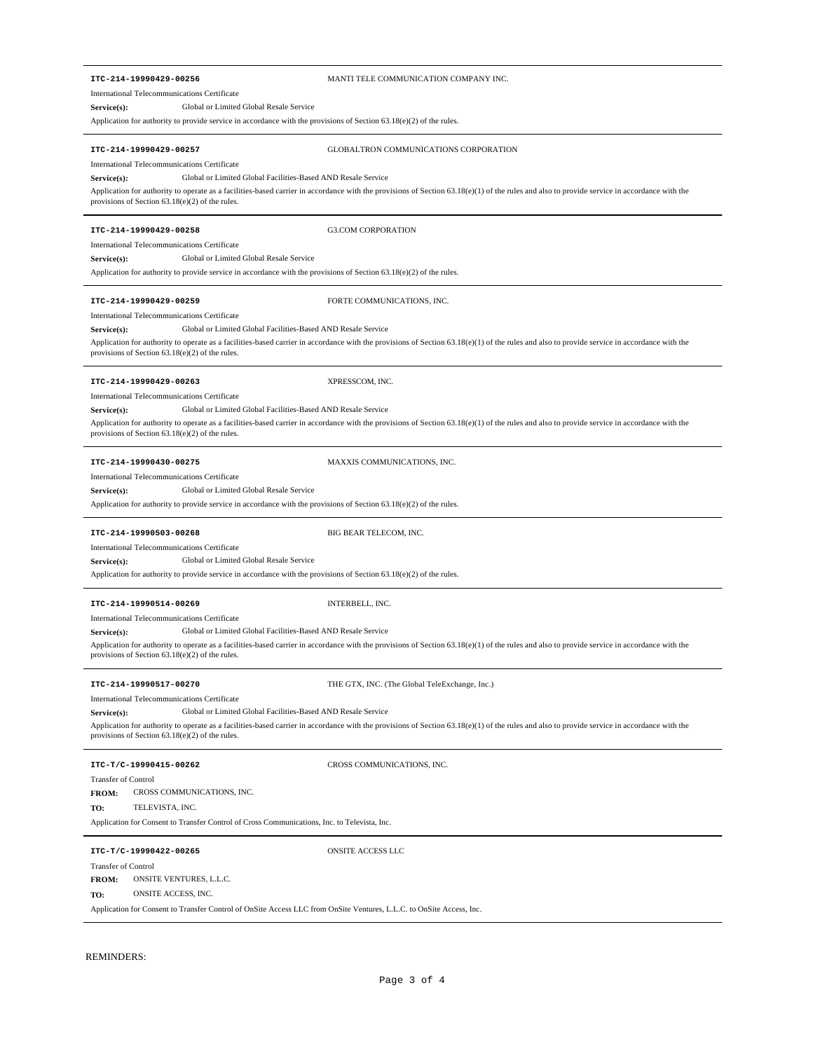---

**ITC-214-19990429-00256** MANTI TELE COMMUNICATION COMPANY INC.

International Telecommunications Certificate

**Service(s):** Global or Limited Global Resale Service

Application for authority to provide service in accordance with the provisions of Section 63.18(e)(2) of the rules.

---

**ITC-214-19990429-00257** GLOBALTRON COMMUNICATIONS CORPORATION

International Telecommunications Certificate

**Service(s):** Global or Limited Global Facilities-Based AND Resale Service

Application for authority to operate as a facilities-based carrier in accordance with the provisions of Section 63.18(e)(1) of the rules and also to provide service in accordance with the provisions of Section 63.18(e)(2) of the rules.

---

**ITC-214-19990429-00258** G3.COM CORPORATION

International Telecommunications Certificate

**Service(s):** Global or Limited Global Resale Service

Application for authority to provide service in accordance with the provisions of Section 63.18(e)(2) of the rules.

---

**ITC-214-19990429-00259** FORTE COMMUNICATIONS, INC.

International Telecommunications Certificate

**Service(s):** Global or Limited Global Facilities-Based AND Resale Service

Application for authority to operate as a facilities-based carrier in accordance with the provisions of Section 63.18(e)(1) of the rules and also to provide service in accordance with the provisions of Section 63.18(e)(2) of the rules.

---

**ITC-214-19990429-00263** XPRESSCOM, INC.

International Telecommunications Certificate

**Service(s):** Global or Limited Global Facilities-Based AND Resale Service

Application for authority to operate as a facilities-based carrier in accordance with the provisions of Section 63.18(e)(1) of the rules and also to provide service in accordance with the provisions of Section 63.18(e)(2) of the rules.

---

**ITC-214-19990430-00275** MAXXIS COMMUNICATIONS, INC.

International Telecommunications Certificate

**Service(s):** Global or Limited Global Resale Service

Application for authority to provide service in accordance with the provisions of Section 63.18(e)(2) of the rules.

---

**ITC-214-19990503-00268** BIG BEAR TELECOM, INC.

International Telecommunications Certificate

**Service(s):** Global or Limited Global Resale Service

Application for authority to provide service in accordance with the provisions of Section 63.18(e)(2) of the rules.

---

**ITC-214-19990514-00269** INTERBELL, INC.

International Telecommunications Certificate

**Service(s):** Global or Limited Global Facilities-Based AND Resale Service

Application for authority to operate as a facilities-based carrier in accordance with the provisions of Section 63.18(e)(1) of the rules and also to provide service in accordance with the provisions of Section 63.18(e)(2) of the rules.

---

**ITC-214-19990517-00270** THE GTX, INC. (The Global TeleExchange, Inc.)

International Telecommunications Certificate

**Service(s):** Global or Limited Global Facilities-Based AND Resale Service

Application for authority to operate as a facilities-based carrier in accordance with the provisions of Section 63.18(e)(1) of the rules and also to provide service in accordance with the provisions of Section 63.18(e)(2) of the rules.

---

**ITC-T/C-19990415-00262** CROSS COMMUNICATIONS, INC.

Transfer of Control

**FROM:** CROSS COMMUNICATIONS, INC.

**TO:** TELEVISTA, INC.

Application for Consent to Transfer Control of Cross Communications, Inc. to Televista, Inc.

---

**ITC-T/C-19990422-00265** ONSITE ACCESS LLC

Transfer of Control

**FROM:** ONSITE VENTURES, L.L.C.

**TO:** ONSITE ACCESS, INC.

Application for Consent to Transfer Control of OnSite Access LLC from OnSite Ventures, L.L.C. to OnSite Access, Inc.

---

REMINDERS: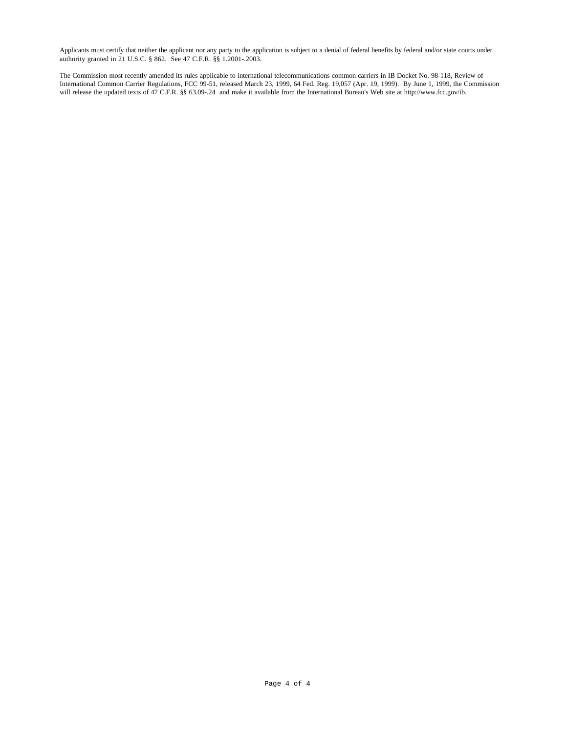Applicants must certify that neither the applicant nor any party to the application is subject to a denial of federal benefits by federal and/or state courts under authority granted in 21 U.S.C. § 862. See 47 C.F.R. §§ 1.2001-.2003.

The Commission most recently amended its rules applicable to international telecommunications common carriers in IB Docket No. 98-118, Review of International Common Carrier Regulations, FCC 99-51, released March 23, 1999, 64 Fed. Reg. 19,057 (Apr. 19, 1999). By June 1, 1999, the Commission will release the updated texts of 47 C.F.R. §§ 63.09-.24 and make it available from the International Bureau's Web site at http://www.fcc.gov/ib.